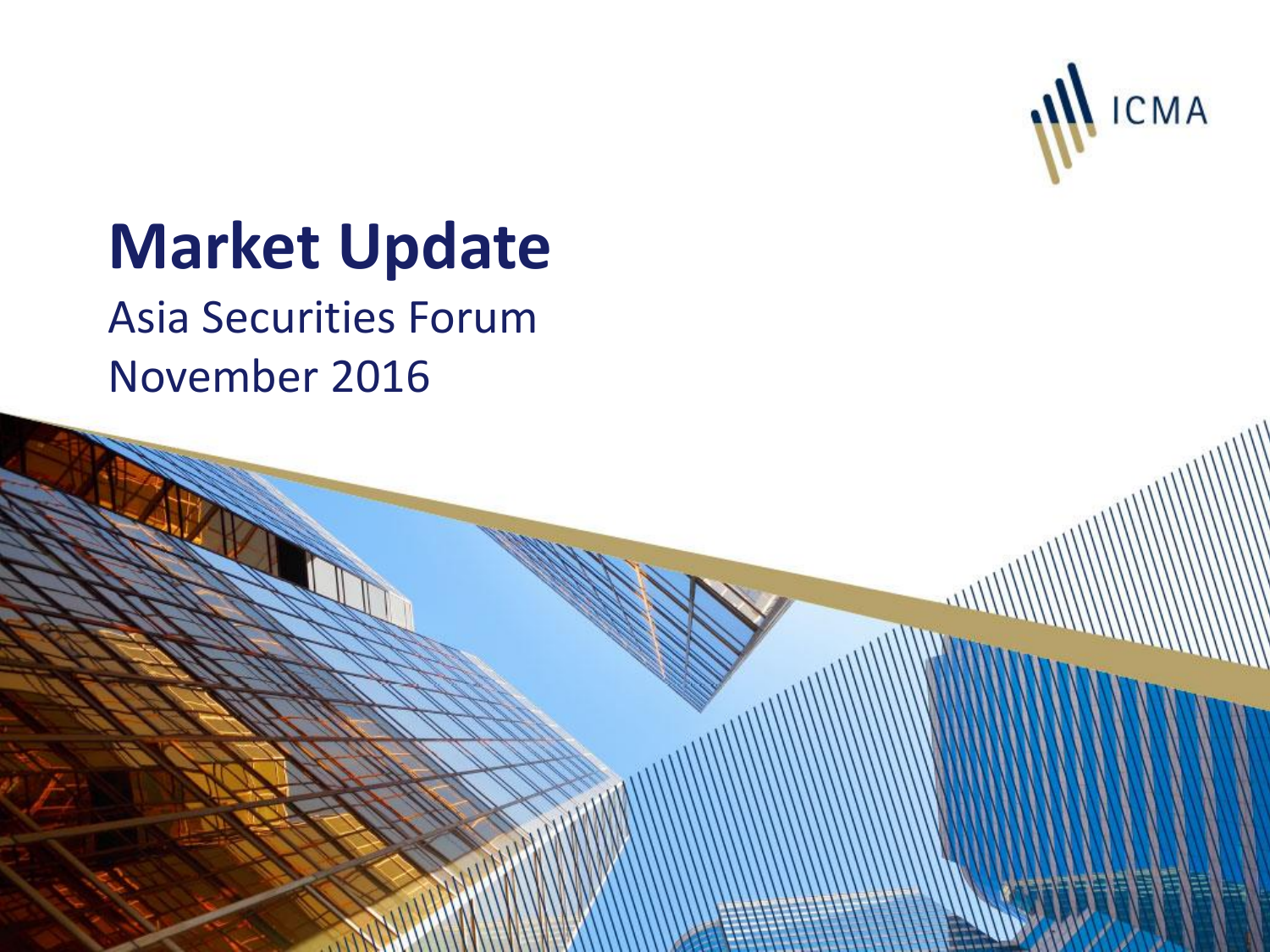ICMA

# Market Update

Asia Securities Forum

November 2016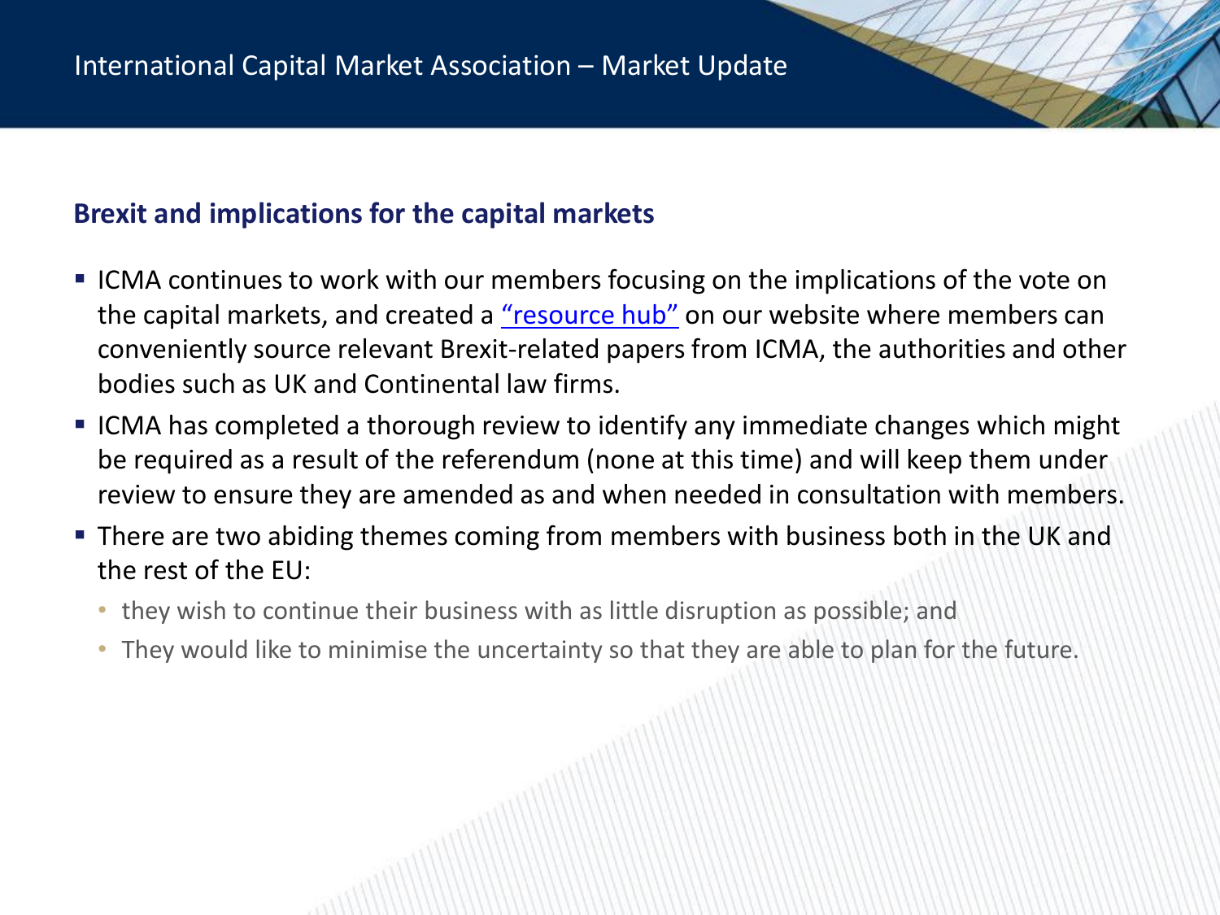## Brexit and implications for the capital markets

- ICMA continues to work with our members focusing on the implications of the vote on the capital markets, and created a "resource hub" on our website where members can conveniently source relevant Brexit-related papers from ICMA, the authorities and other bodies such as UK and Continental law firms.
- ICMA has completed a thorough review to identify any immediate changes which might be required as a result of the referendum (none at this time) and will keep them under review to ensure they are amended as and when needed in consultation with members.
- There are two abiding themes coming from members with business both in the UK and the rest of the EU:
  - they wish to continue their business with as little disruption as possible; and
  - They would like to minimise the uncertainty so that they are able to plan for the future.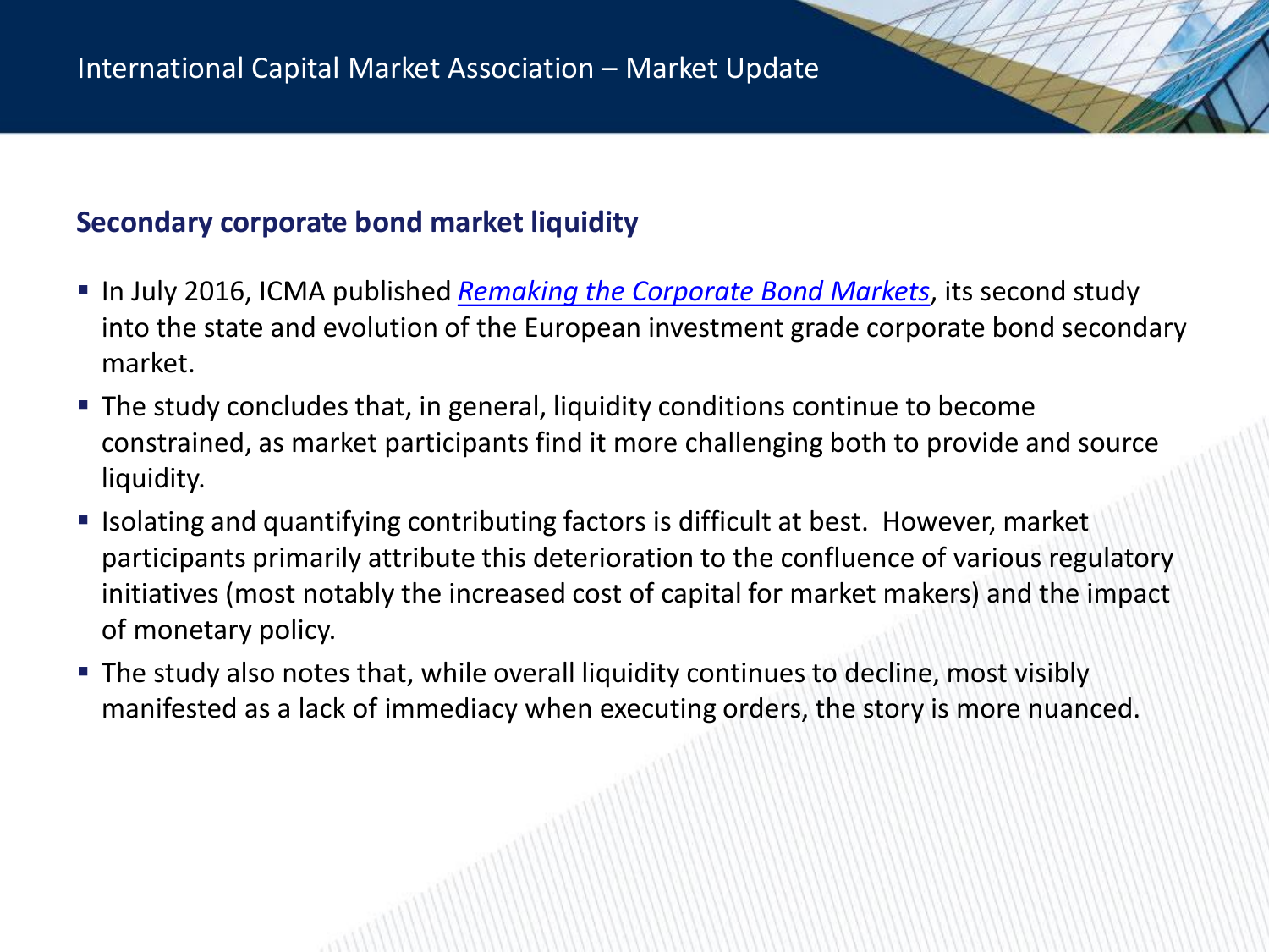## Secondary corporate bond market liquidity

- In July 2016, ICMA published *Remaking the Corporate Bond Markets*, its second study into the state and evolution of the European investment grade corporate bond secondary market.
- The study concludes that, in general, liquidity conditions continue to become constrained, as market participants find it more challenging both to provide and source liquidity.
- Isolating and quantifying contributing factors is difficult at best. However, market participants primarily attribute this deterioration to the confluence of various regulatory initiatives (most notably the increased cost of capital for market makers) and the impact of monetary policy.
- The study also notes that, while overall liquidity continues to decline, most visibly manifested as a lack of immediacy when executing orders, the story is more nuanced.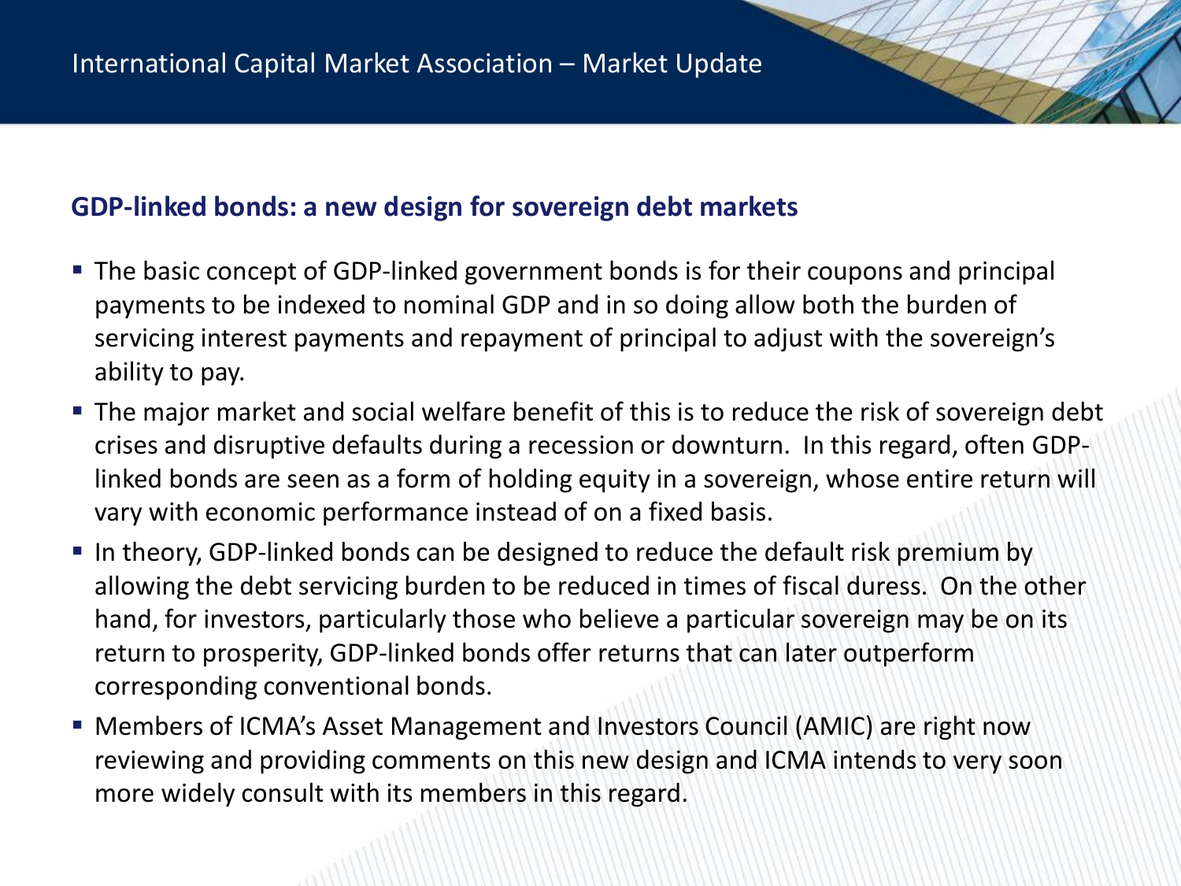## GDP-linked bonds: a new design for sovereign debt markets

- The basic concept of GDP-linked government bonds is for their coupons and principal payments to be indexed to nominal GDP and in so doing allow both the burden of servicing interest payments and repayment of principal to adjust with the sovereign's ability to pay.
- The major market and social welfare benefit of this is to reduce the risk of sovereign debt crises and disruptive defaults during a recession or downturn. In this regard, often GDP-linked bonds are seen as a form of holding equity in a sovereign, whose entire return will vary with economic performance instead of on a fixed basis.
- In theory, GDP-linked bonds can be designed to reduce the default risk premium by allowing the debt servicing burden to be reduced in times of fiscal duress. On the other hand, for investors, particularly those who believe a particular sovereign may be on its return to prosperity, GDP-linked bonds offer returns that can later outperform corresponding conventional bonds.
- Members of ICMA's Asset Management and Investors Council (AMIC) are right now reviewing and providing comments on this new design and ICMA intends to very soon more widely consult with its members in this regard.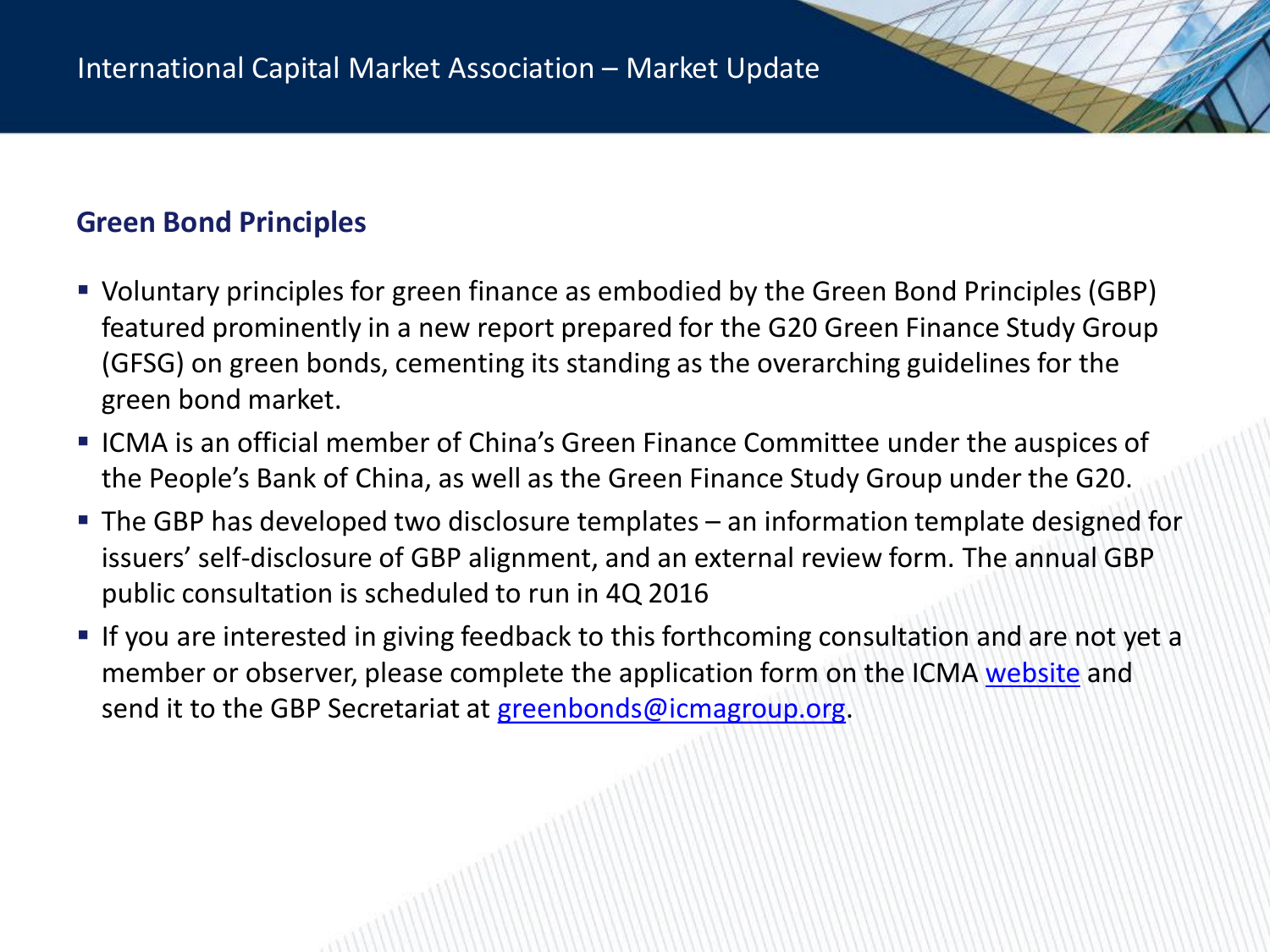## Green Bond Principles

- Voluntary principles for green finance as embodied by the Green Bond Principles (GBP) featured prominently in a new report prepared for the G20 Green Finance Study Group (GFSG) on green bonds, cementing its standing as the overarching guidelines for the green bond market.
- ICMA is an official member of China's Green Finance Committee under the auspices of the People's Bank of China, as well as the Green Finance Study Group under the G20.
- The GBP has developed two disclosure templates – an information template designed for issuers' self-disclosure of GBP alignment, and an external review form. The annual GBP public consultation is scheduled to run in 4Q 2016
- If you are interested in giving feedback to this forthcoming consultation and are not yet a member or observer, please complete the application form on the ICMA website and send it to the GBP Secretariat at greenbonds@icmagroup.org.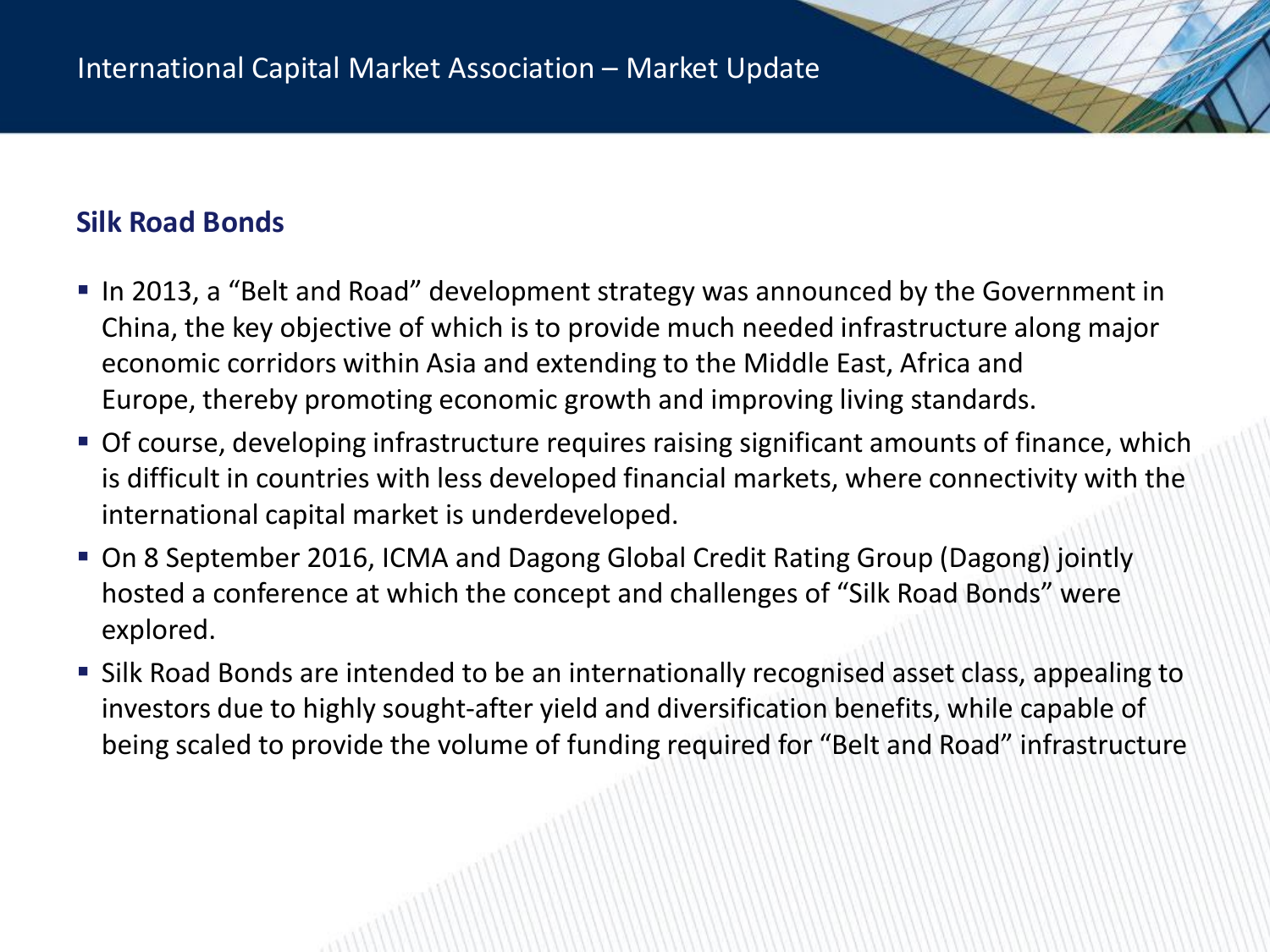## Silk Road Bonds

- In 2013, a "Belt and Road" development strategy was announced by the Government in China, the key objective of which is to provide much needed infrastructure along major economic corridors within Asia and extending to the Middle East, Africa and Europe, thereby promoting economic growth and improving living standards.
- Of course, developing infrastructure requires raising significant amounts of finance, which is difficult in countries with less developed financial markets, where connectivity with the international capital market is underdeveloped.
- On 8 September 2016, ICMA and Dagong Global Credit Rating Group (Dagong) jointly hosted a conference at which the concept and challenges of "Silk Road Bonds" were explored.
- Silk Road Bonds are intended to be an internationally recognised asset class, appealing to investors due to highly sought-after yield and diversification benefits, while capable of being scaled to provide the volume of funding required for "Belt and Road" infrastructure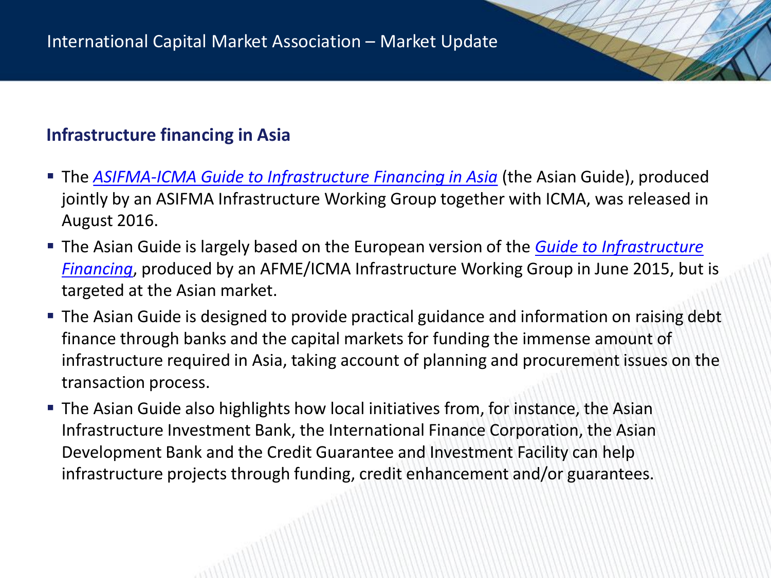## Infrastructure financing in Asia

- The *ASIFMA-ICMA Guide to Infrastructure Financing in Asia* (the Asian Guide), produced jointly by an ASIFMA Infrastructure Working Group together with ICMA, was released in August 2016.
- The Asian Guide is largely based on the European version of the *Guide to Infrastructure Financing*, produced by an AFME/ICMA Infrastructure Working Group in June 2015, but is targeted at the Asian market.
- The Asian Guide is designed to provide practical guidance and information on raising debt finance through banks and the capital markets for funding the immense amount of infrastructure required in Asia, taking account of planning and procurement issues on the transaction process.
- The Asian Guide also highlights how local initiatives from, for instance, the Asian Infrastructure Investment Bank, the International Finance Corporation, the Asian Development Bank and the Credit Guarantee and Investment Facility can help infrastructure projects through funding, credit enhancement and/or guarantees.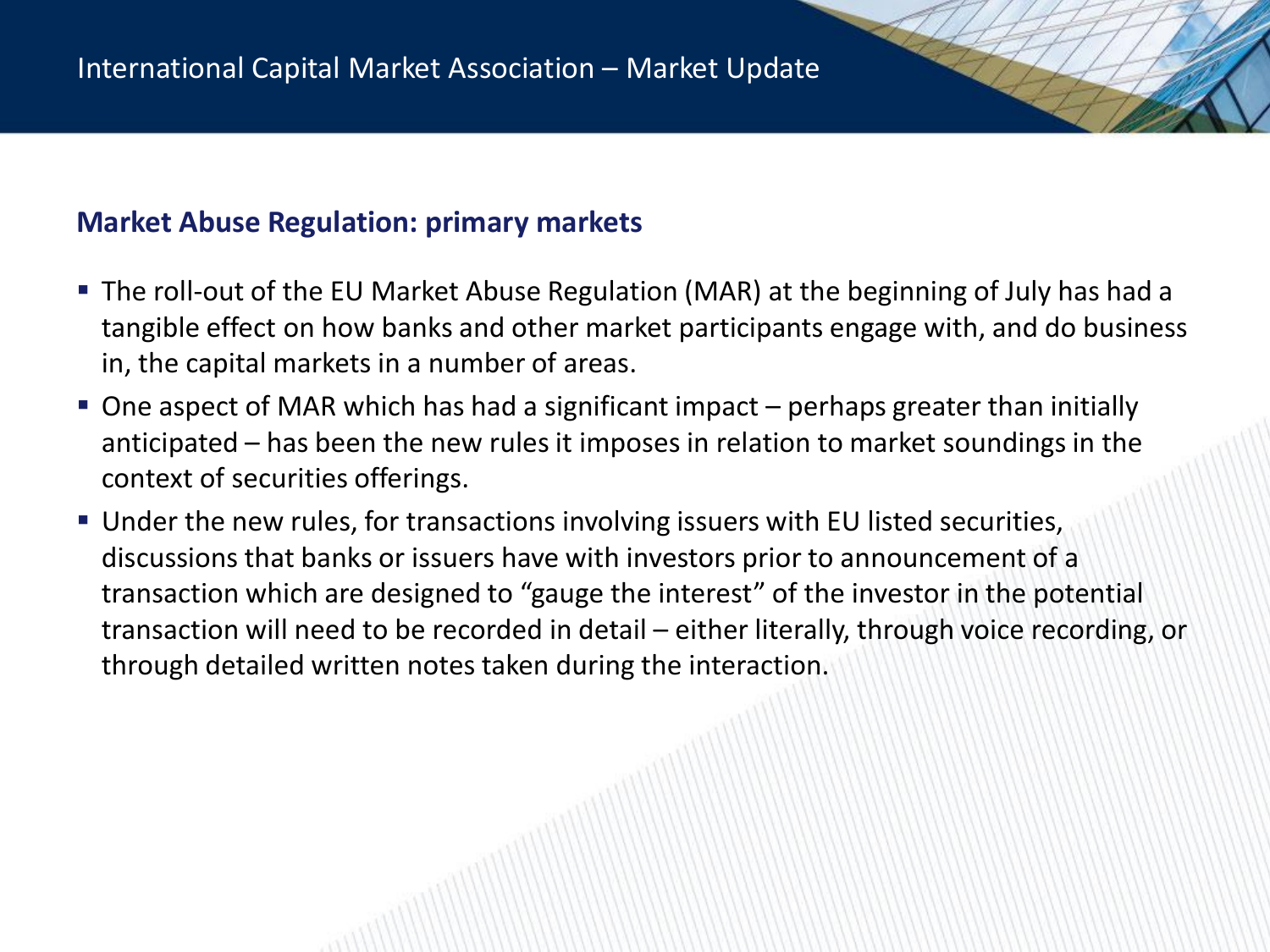## Market Abuse Regulation: primary markets

- The roll-out of the EU Market Abuse Regulation (MAR) at the beginning of July has had a tangible effect on how banks and other market participants engage with, and do business in, the capital markets in a number of areas.
- One aspect of MAR which has had a significant impact – perhaps greater than initially anticipated – has been the new rules it imposes in relation to market soundings in the context of securities offerings.
- Under the new rules, for transactions involving issuers with EU listed securities, discussions that banks or issuers have with investors prior to announcement of a transaction which are designed to "gauge the interest" of the investor in the potential transaction will need to be recorded in detail – either literally, through voice recording, or through detailed written notes taken during the interaction.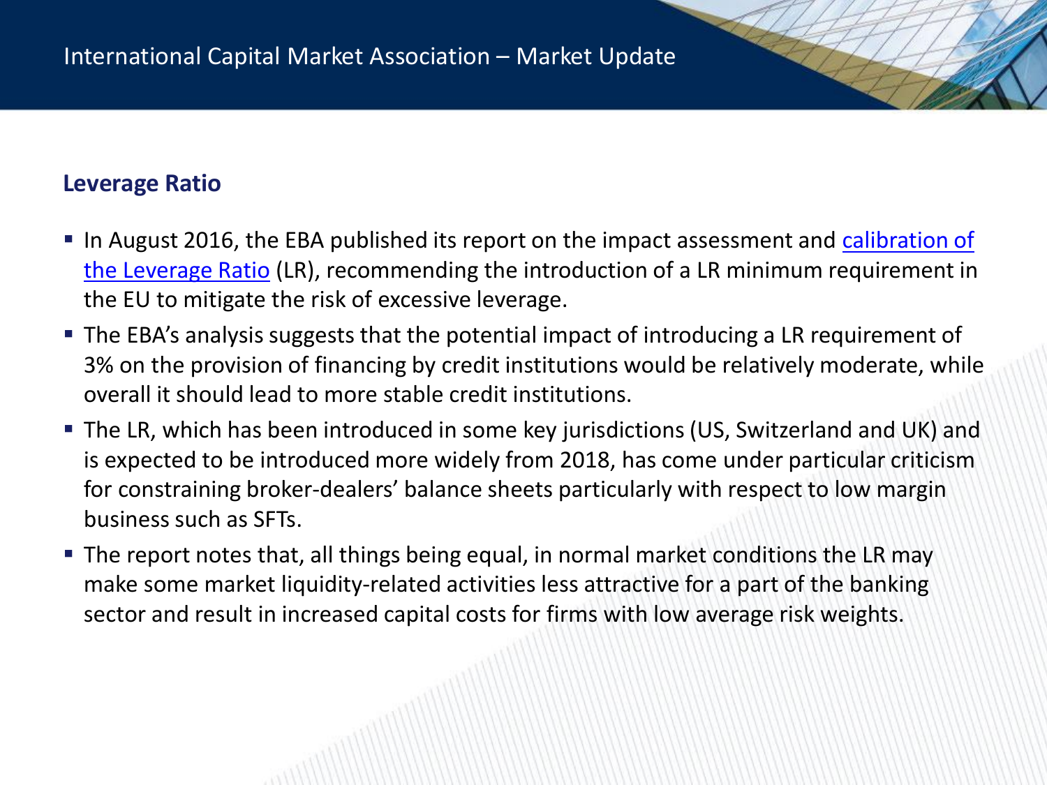## Leverage Ratio

- In August 2016, the EBA published its report on the impact assessment and calibration of the Leverage Ratio (LR), recommending the introduction of a LR minimum requirement in the EU to mitigate the risk of excessive leverage.
- The EBA's analysis suggests that the potential impact of introducing a LR requirement of 3% on the provision of financing by credit institutions would be relatively moderate, while overall it should lead to more stable credit institutions.
- The LR, which has been introduced in some key jurisdictions (US, Switzerland and UK) and is expected to be introduced more widely from 2018, has come under particular criticism for constraining broker-dealers' balance sheets particularly with respect to low margin business such as SFTs.
- The report notes that, all things being equal, in normal market conditions the LR may make some market liquidity-related activities less attractive for a part of the banking sector and result in increased capital costs for firms with low average risk weights.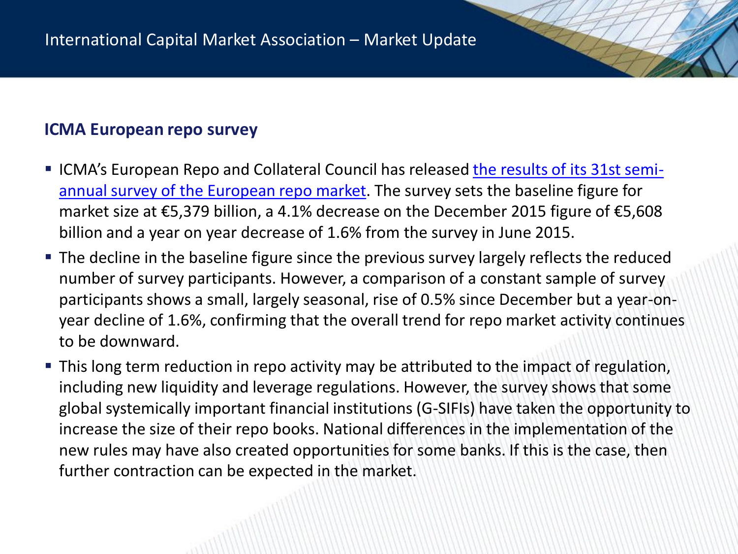## ICMA European repo survey

- ICMA's European Repo and Collateral Council has released [the results of its 31st semi-annual survey of the European repo market](). The survey sets the baseline figure for market size at €5,379 billion, a 4.1% decrease on the December 2015 figure of €5,608 billion and a year on year decrease of 1.6% from the survey in June 2015.
- The decline in the baseline figure since the previous survey largely reflects the reduced number of survey participants. However, a comparison of a constant sample of survey participants shows a small, largely seasonal, rise of 0.5% since December but a year-on-year decline of 1.6%, confirming that the overall trend for repo market activity continues to be downward.
- This long term reduction in repo activity may be attributed to the impact of regulation, including new liquidity and leverage regulations. However, the survey shows that some global systemically important financial institutions (G-SIFIs) have taken the opportunity to increase the size of their repo books. National differences in the implementation of the new rules may have also created opportunities for some banks. If this is the case, then further contraction can be expected in the market.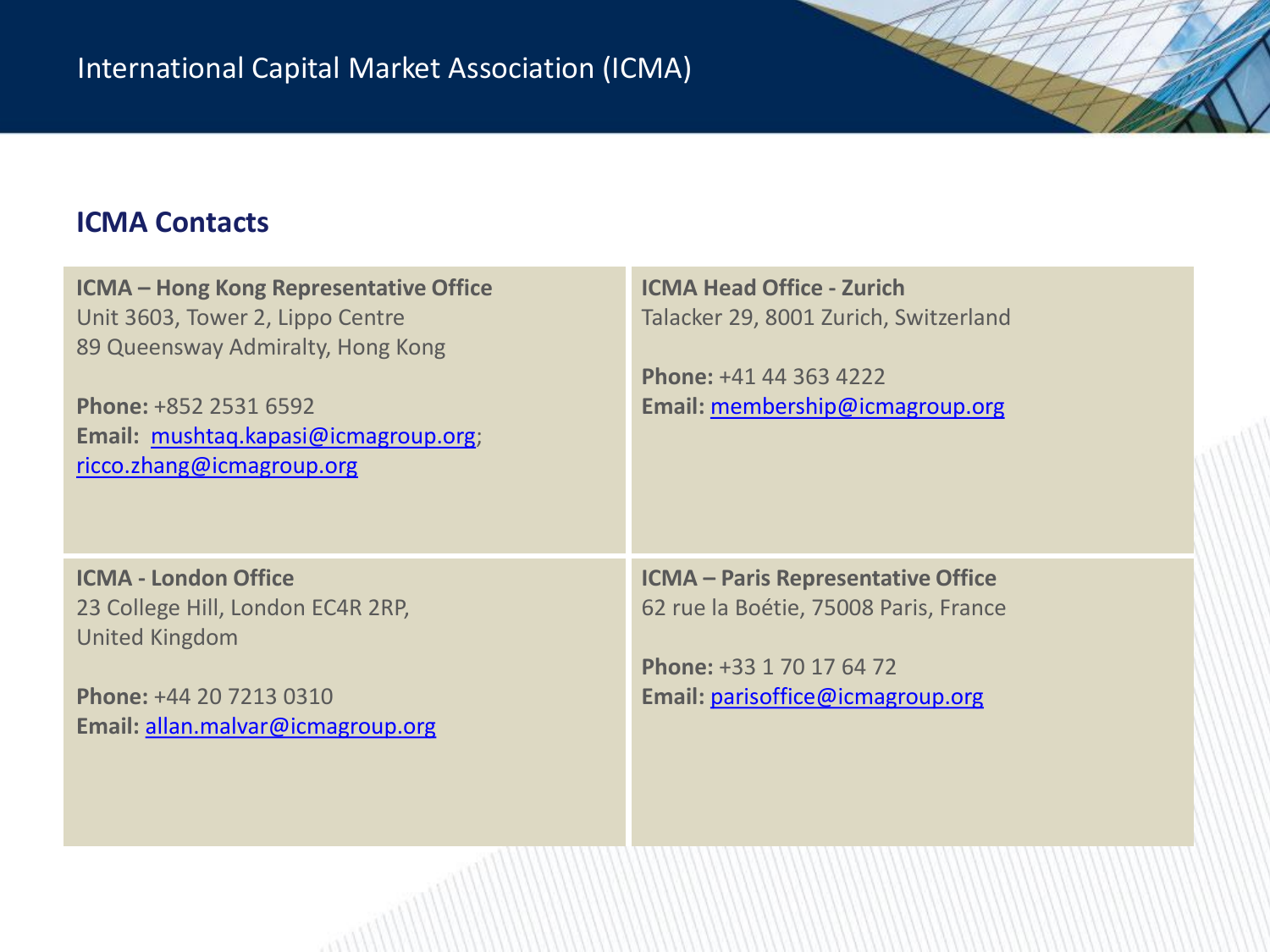International Capital Market Association (ICMA)

## ICMA Contacts

**ICMA – Hong Kong Representative Office**
Unit 3603, Tower 2, Lippo Centre
89 Queensway Admiralty, Hong Kong

**Phone:** +852 2531 6592
**Email:** mushtaq.kapasi@icmagroup.org; ricco.zhang@icmagroup.org

**ICMA Head Office - Zurich**
Talacker 29, 8001 Zurich, Switzerland

**Phone:** +41 44 363 4222
**Email:** membership@icmagroup.org

**ICMA - London Office**
23 College Hill, London EC4R 2RP,
United Kingdom

**Phone:** +44 20 7213 0310
**Email:** allan.malvar@icmagroup.org

**ICMA – Paris Representative Office**
62 rue la Boétie, 75008 Paris, France

**Phone:** +33 1 70 17 64 72
**Email:** parisoffice@icmagroup.org